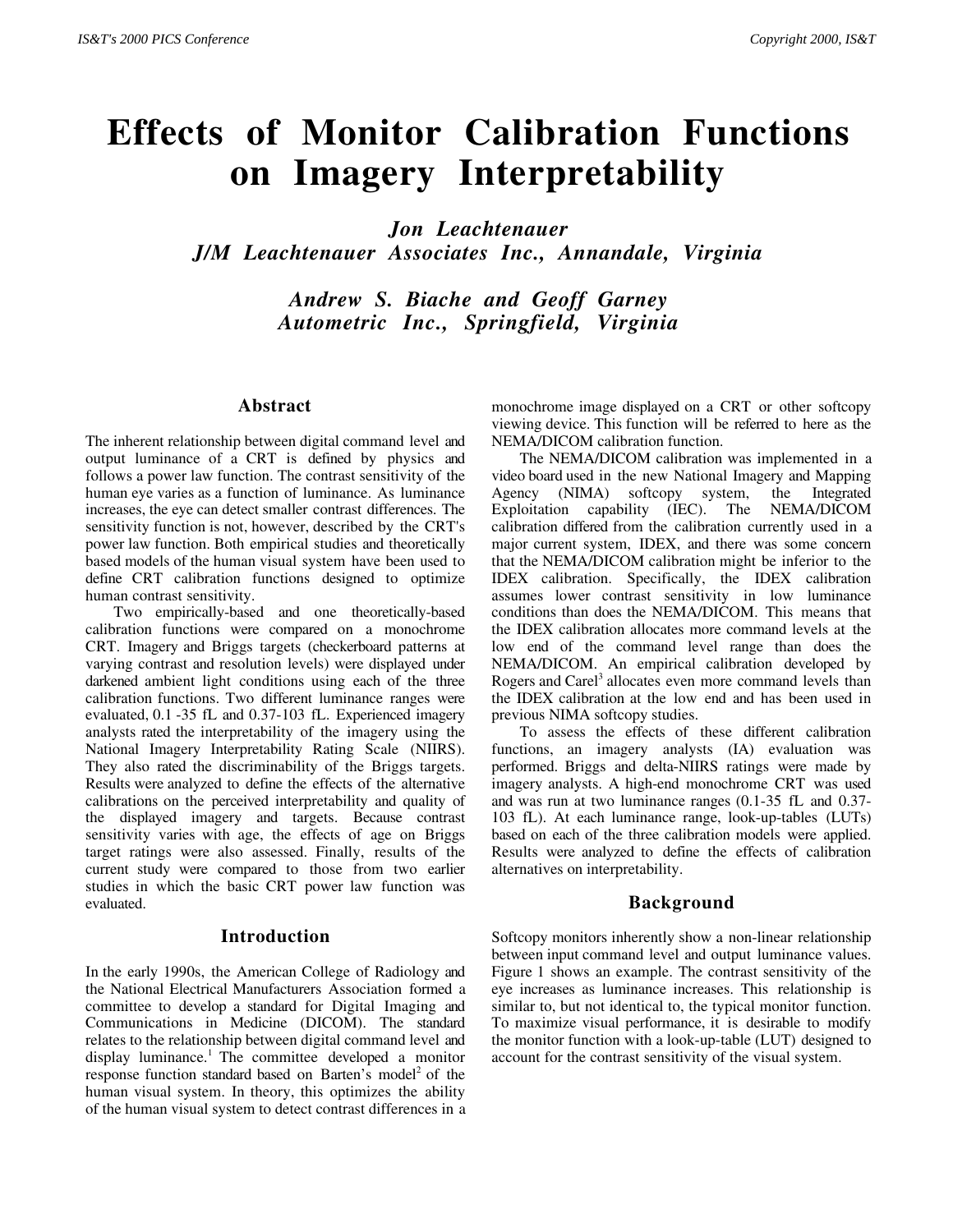# Effects of Monitor Calibration Functions on Imagery Interpretability

***Jon Leachtenauer***
***J/M Leachtenauer Associates Inc., Annandale, Virginia***

***Andrew S. Biache and Geoff Garney***
***Autometric Inc., Springfield, Virginia***

## Abstract

The inherent relationship between digital command level and output luminance of a CRT is defined by physics and follows a power law function. The contrast sensitivity of the human eye varies as a function of luminance. As luminance increases, the eye can detect smaller contrast differences. The sensitivity function is not, however, described by the CRT's power law function. Both empirical studies and theoretically based models of the human visual system have been used to define CRT calibration functions designed to optimize human contrast sensitivity.

Two empirically-based and one theoretically-based calibration functions were compared on a monochrome CRT. Imagery and Briggs targets (checkerboard patterns at varying contrast and resolution levels) were displayed under darkened ambient light conditions using each of the three calibration functions. Two different luminance ranges were evaluated, 0.1 -35 fL and 0.37-103 fL. Experienced imagery analysts rated the interpretability of the imagery using the National Imagery Interpretability Rating Scale (NIIRS). They also rated the discriminability of the Briggs targets. Results were analyzed to define the effects of the alternative calibrations on the perceived interpretability and quality of the displayed imagery and targets. Because contrast sensitivity varies with age, the effects of age on Briggs target ratings were also assessed. Finally, results of the current study were compared to those from two earlier studies in which the basic CRT power law function was evaluated.

## Introduction

In the early 1990s, the American College of Radiology and the National Electrical Manufacturers Association formed a committee to develop a standard for Digital Imaging and Communications in Medicine (DICOM). The standard relates to the relationship between digital command level and display luminance.[1] The committee developed a monitor response function standard based on Barten's model[2] of the human visual system. In theory, this optimizes the ability of the human visual system to detect contrast differences in a monochrome image displayed on a CRT or other softcopy viewing device. This function will be referred to here as the NEMA/DICOM calibration function.

The NEMA/DICOM calibration was implemented in a video board used in the new National Imagery and Mapping Agency (NIMA) softcopy system, the Integrated Exploitation capability (IEC). The NEMA/DICOM calibration differed from the calibration currently used in a major current system, IDEX, and there was some concern that the NEMA/DICOM calibration might be inferior to the IDEX calibration. Specifically, the IDEX calibration assumes lower contrast sensitivity in low luminance conditions than does the NEMA/DICOM. This means that the IDEX calibration allocates more command levels at the low end of the command level range than does the NEMA/DICOM. An empirical calibration developed by Rogers and Carel[3] allocates even more command levels than the IDEX calibration at the low end and has been used in previous NIMA softcopy studies.

To assess the effects of these different calibration functions, an imagery analysts (IA) evaluation was performed. Briggs and delta-NIIRS ratings were made by imagery analysts. A high-end monochrome CRT was used and was run at two luminance ranges (0.1-35 fL and 0.37-103 fL). At each luminance range, look-up-tables (LUTs) based on each of the three calibration models were applied. Results were analyzed to define the effects of calibration alternatives on interpretability.

## Background

Softcopy monitors inherently show a non-linear relationship between input command level and output luminance values. Figure 1 shows an example. The contrast sensitivity of the eye increases as luminance increases. This relationship is similar to, but not identical to, the typical monitor function. To maximize visual performance, it is desirable to modify the monitor function with a look-up-table (LUT) designed to account for the contrast sensitivity of the visual system.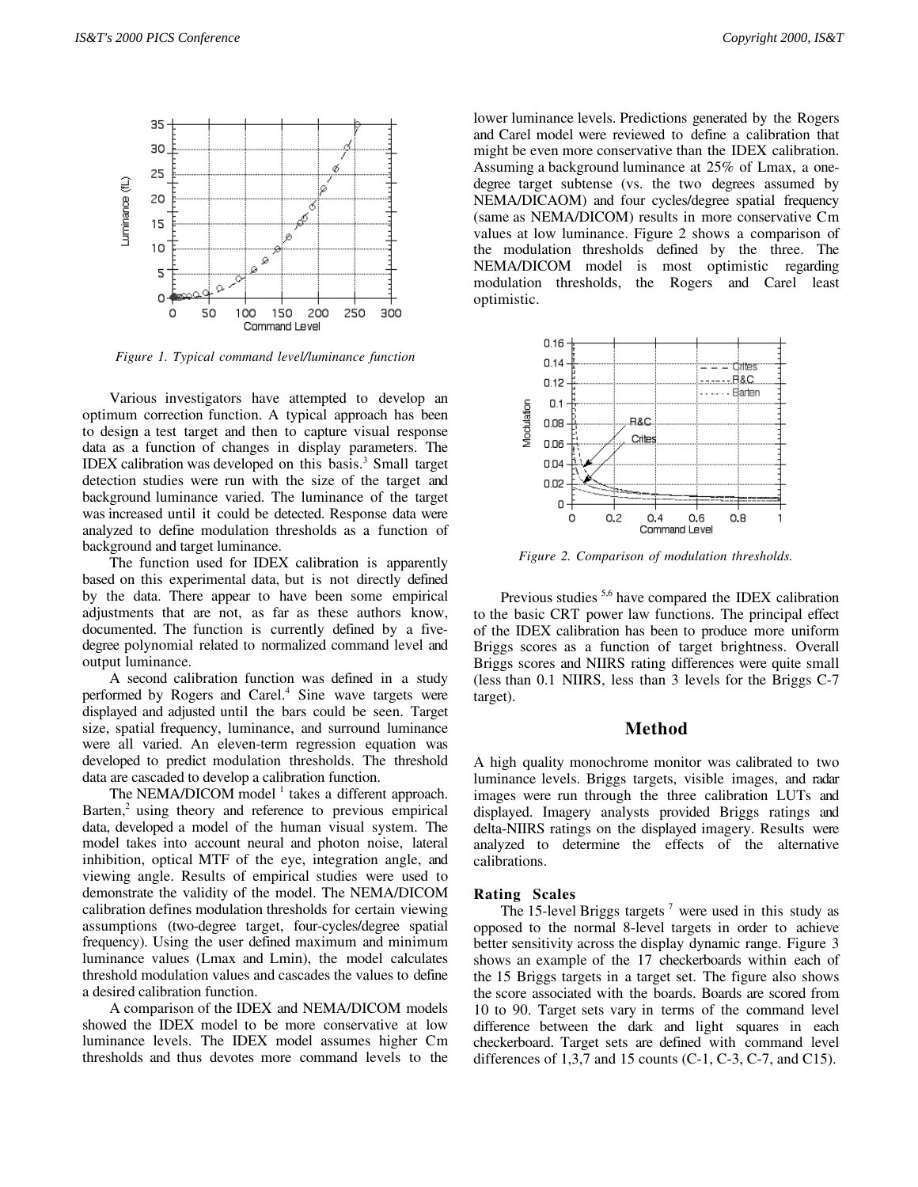Figure 1. Typical command level/luminance function

Various investigators have attempted to develop an optimum correction function. A typical approach has been to design a test target and then to capture visual response data as a function of changes in display parameters. The IDEX calibration was developed on this basis.[3] Small target detection studies were run with the size of the target and background luminance varied. The luminance of the target was increased until it could be detected. Response data were analyzed to define modulation thresholds as a function of background and target luminance.

The function used for IDEX calibration is apparently based on this experimental data, but is not directly defined by the data. There appear to have been some empirical adjustments that are not, as far as these authors know, documented. The function is currently defined by a five-degree polynomial related to normalized command level and output luminance.

A second calibration function was defined in a study performed by Rogers and Carel.[4] Sine wave targets were displayed and adjusted until the bars could be seen. Target size, spatial frequency, luminance, and surround luminance were all varied. An eleven-term regression equation was developed to predict modulation thresholds. The threshold data are cascaded to develop a calibration function.

The NEMA/DICOM model [1] takes a different approach. Barten,[2] using theory and reference to previous empirical data, developed a model of the human visual system. The model takes into account neural and photon noise, lateral inhibition, optical MTF of the eye, integration angle, and viewing angle. Results of empirical studies were used to demonstrate the validity of the model. The NEMA/DICOM calibration defines modulation thresholds for certain viewing assumptions (two-degree target, four-cycles/degree spatial frequency). Using the user defined maximum and minimum luminance values (Lmax and Lmin), the model calculates threshold modulation values and cascades the values to define a desired calibration function.

A comparison of the IDEX and NEMA/DICOM models showed the IDEX model to be more conservative at low luminance levels. The IDEX model assumes higher Cm thresholds and thus devotes more command levels to the lower luminance levels. Predictions generated by the Rogers and Carel model were reviewed to define a calibration that might be even more conservative than the IDEX calibration. Assuming a background luminance at 25% of Lmax, a one-degree target subtense (vs. the two degrees assumed by NEMA/DICAOM) and four cycles/degree spatial frequency (same as NEMA/DICOM) results in more conservative Cm values at low luminance. Figure 2 shows a comparison of the modulation thresholds defined by the three. The NEMA/DICOM model is most optimistic regarding modulation thresholds, the Rogers and Carel least optimistic.

Figure 2. Comparison of modulation thresholds.

Previous studies [5,6] have compared the IDEX calibration to the basic CRT power law functions. The principal effect of the IDEX calibration has been to produce more uniform Briggs scores as a function of target brightness. Overall Briggs scores and NIIRS rating differences were quite small (less than 0.1 NIIRS, less than 3 levels for the Briggs C-7 target).

## Method

A high quality monochrome monitor was calibrated to two luminance levels. Briggs targets, visible images, and radar images were run through the three calibration LUTs and displayed. Imagery analysts provided Briggs ratings and delta-NIIRS ratings on the displayed imagery. Results were analyzed to determine the effects of the alternative calibrations.

### Rating Scales

The 15-level Briggs targets [7] were used in this study as opposed to the normal 8-level targets in order to achieve better sensitivity across the display dynamic range. Figure 3 shows an example of the 17 checkerboards within each of the 15 Briggs targets in a target set. The figure also shows the score associated with the boards. Boards are scored from 10 to 90. Target sets vary in terms of the command level difference between the dark and light squares in each checkerboard. Target sets are defined with command level differences of 1,3,7 and 15 counts (C-1, C-3, C-7, and C15).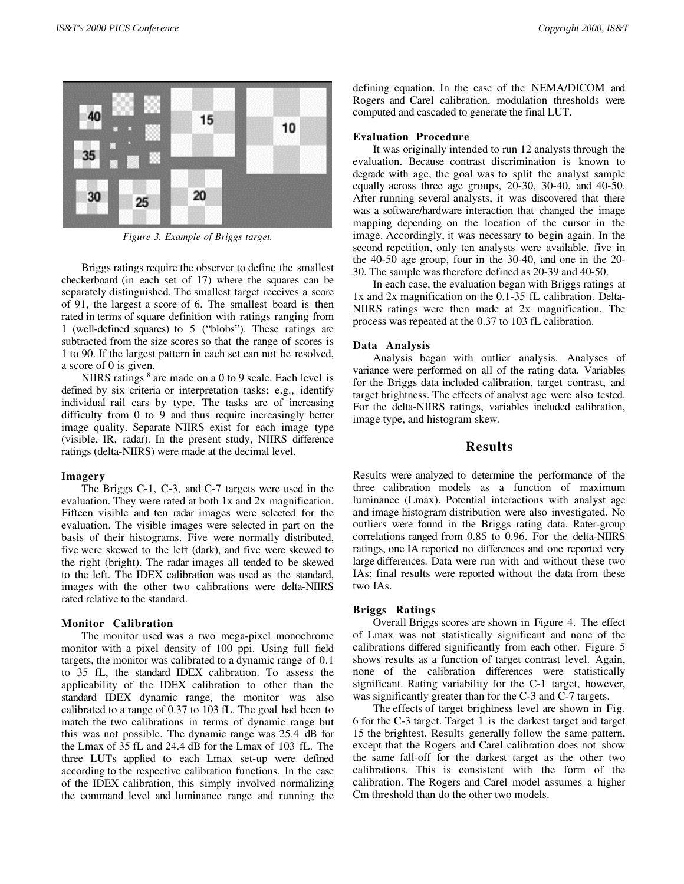Figure 3. Example of Briggs target.

Briggs ratings require the observer to define the smallest checkerboard (in each set of 17) where the squares can be separately distinguished. The smallest target receives a score of 91, the largest a score of 6. The smallest board is then rated in terms of square definition with ratings ranging from 1 (well-defined squares) to 5 ("blobs"). These ratings are subtracted from the size scores so that the range of scores is 1 to 90. If the largest pattern in each set can not be resolved, a score of 0 is given.

NIIRS ratings [8] are made on a 0 to 9 scale. Each level is defined by six criteria or interpretation tasks; e.g., identify individual rail cars by type. The tasks are of increasing difficulty from 0 to 9 and thus require increasingly better image quality. Separate NIIRS exist for each image type (visible, IR, radar). In the present study, NIIRS difference ratings (delta-NIIRS) were made at the decimal level.

### Imagery

The Briggs C-1, C-3, and C-7 targets were used in the evaluation. They were rated at both 1x and 2x magnification. Fifteen visible and ten radar images were selected for the evaluation. The visible images were selected in part on the basis of their histograms. Five were normally distributed, five were skewed to the left (dark), and five were skewed to the right (bright). The radar images all tended to be skewed to the left. The IDEX calibration was used as the standard, images with the other two calibrations were delta-NIIRS rated relative to the standard.

### Monitor Calibration

The monitor used was a two mega-pixel monochrome monitor with a pixel density of 100 ppi. Using full field targets, the monitor was calibrated to a dynamic range of 0.1 to 35 fL, the standard IDEX calibration. To assess the applicability of the IDEX calibration to other than the standard IDEX dynamic range, the monitor was also calibrated to a range of 0.37 to 103 fL. The goal had been to match the two calibrations in terms of dynamic range but this was not possible. The dynamic range was 25.4 dB for the Lmax of 35 fL and 24.4 dB for the Lmax of 103 fL. The three LUTs applied to each Lmax set-up were defined according to the respective calibration functions. In the case of the IDEX calibration, this simply involved normalizing the command level and luminance range and running the defining equation. In the case of the NEMA/DICOM and Rogers and Carel calibration, modulation thresholds were computed and cascaded to generate the final LUT.

### Evaluation Procedure

It was originally intended to run 12 analysts through the evaluation. Because contrast discrimination is known to degrade with age, the goal was to split the analyst sample equally across three age groups, 20-30, 30-40, and 40-50. After running several analysts, it was discovered that there was a software/hardware interaction that changed the image mapping depending on the location of the cursor in the image. Accordingly, it was necessary to begin again. In the second repetition, only ten analysts were available, five in the 40-50 age group, four in the 30-40, and one in the 20-30. The sample was therefore defined as 20-39 and 40-50.

In each case, the evaluation began with Briggs ratings at 1x and 2x magnification on the 0.1-35 fL calibration. Delta-NIIRS ratings were then made at 2x magnification. The process was repeated at the 0.37 to 103 fL calibration.

### Data Analysis

Analysis began with outlier analysis. Analyses of variance were performed on all of the rating data. Variables for the Briggs data included calibration, target contrast, and target brightness. The effects of analyst age were also tested. For the delta-NIIRS ratings, variables included calibration, image type, and histogram skew.

## Results

Results were analyzed to determine the performance of the three calibration models as a function of maximum luminance (Lmax). Potential interactions with analyst age and image histogram distribution were also investigated. No outliers were found in the Briggs rating data. Rater-group correlations ranged from 0.85 to 0.96. For the delta-NIIRS ratings, one IA reported no differences and one reported very large differences. Data were run with and without these two IAs; final results were reported without the data from these two IAs.

### Briggs Ratings

Overall Briggs scores are shown in Figure 4. The effect of Lmax was not statistically significant and none of the calibrations differed significantly from each other. Figure 5 shows results as a function of target contrast level. Again, none of the calibration differences were statistically significant. Rating variability for the C-1 target, however, was significantly greater than for the C-3 and C-7 targets.

The effects of target brightness level are shown in Fig. 6 for the C-3 target. Target 1 is the darkest target and target 15 the brightest. Results generally follow the same pattern, except that the Rogers and Carel calibration does not show the same fall-off for the darkest target as the other two calibrations. This is consistent with the form of the calibration. The Rogers and Carel model assumes a higher Cm threshold than do the other two models.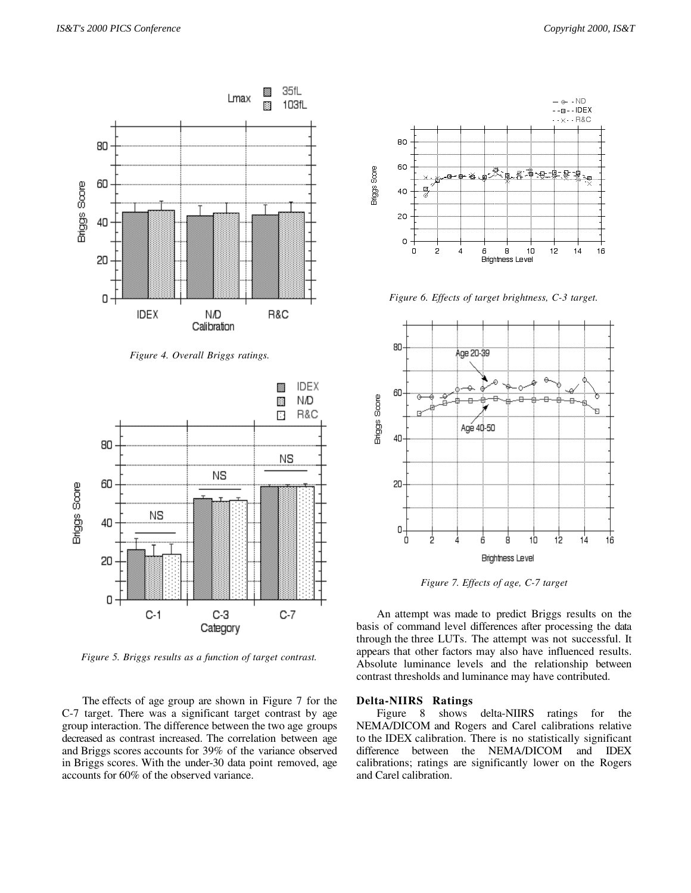Figure 4. Overall Briggs ratings.

Figure 5. Briggs results as a function of target contrast.

The effects of age group are shown in Figure 7 for the C-7 target. There was a significant target contrast by age group interaction. The difference between the two age groups decreased as contrast increased. The correlation between age and Briggs scores accounts for 39% of the variance observed in Briggs scores. With the under-30 data point removed, age accounts for 60% of the observed variance.

Figure 6. Effects of target brightness, C-3 target.

Figure 7. Effects of age, C-7 target

An attempt was made to predict Briggs results on the basis of command level differences after processing the data through the three LUTs. The attempt was not successful. It appears that other factors may also have influenced results. Absolute luminance levels and the relationship between contrast thresholds and luminance may have contributed.

### Delta-NIIRS Ratings

Figure 8 shows delta-NIIRS ratings for the NEMA/DICOM and Rogers and Carel calibrations relative to the IDEX calibration. There is no statistically significant difference between the NEMA/DICOM and IDEX calibrations; ratings are significantly lower on the Rogers and Carel calibration.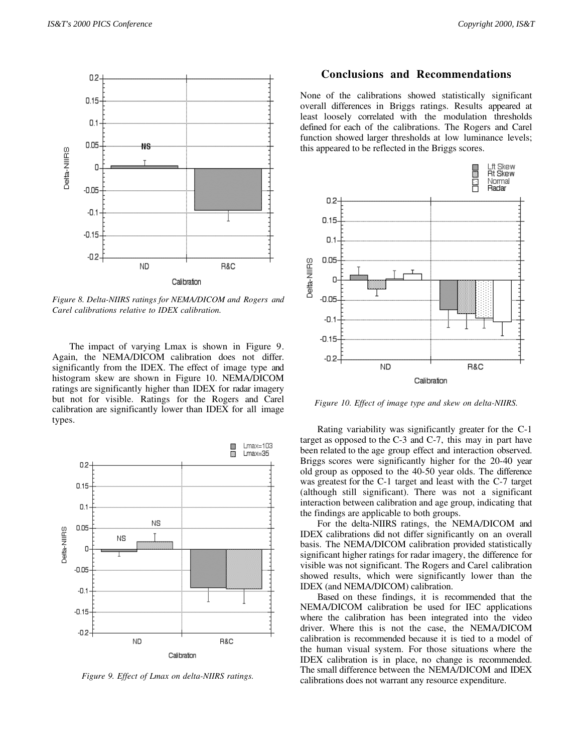*Figure 8. Delta-NIIRS ratings for NEMA/DICOM and Rogers and Carel calibrations relative to IDEX calibration.*

The impact of varying Lmax is shown in Figure 9. Again, the NEMA/DICOM calibration does not differ. significantly from the IDEX. The effect of image type and histogram skew are shown in Figure 10. NEMA/DICOM ratings are significantly higher than IDEX for radar imagery but not for visible. Ratings for the Rogers and Carel calibration are significantly lower than IDEX for all image types.

*Figure 9. Effect of Lmax on delta-NIIRS ratings.*

## Conclusions and Recommendations

None of the calibrations showed statistically significant overall differences in Briggs ratings. Results appeared at least loosely correlated with the modulation thresholds defined for each of the calibrations. The Rogers and Carel function showed larger thresholds at low luminance levels; this appeared to be reflected in the Briggs scores.

*Figure 10. Effect of image type and skew on delta-NIIRS.*

Rating variability was significantly greater for the C-1 target as opposed to the C-3 and C-7, this may in part have been related to the age group effect and interaction observed. Briggs scores were significantly higher for the 20-40 year old group as opposed to the 40-50 year olds. The difference was greatest for the C-1 target and least with the C-7 target (although still significant). There was not a significant interaction between calibration and age group, indicating that the findings are applicable to both groups.

For the delta-NIIRS ratings, the NEMA/DICOM and IDEX calibrations did not differ significantly on an overall basis. The NEMA/DICOM calibration provided statistically significant higher ratings for radar imagery, the difference for visible was not significant. The Rogers and Carel calibration showed results, which were significantly lower than the IDEX (and NEMA/DICOM) calibration.

Based on these findings, it is recommended that the NEMA/DICOM calibration be used for IEC applications where the calibration has been integrated into the video driver. Where this is not the case, the NEMA/DICOM calibration is recommended because it is tied to a model of the human visual system. For those situations where the IDEX calibration is in place, no change is recommended. The small difference between the NEMA/DICOM and IDEX calibrations does not warrant any resource expenditure.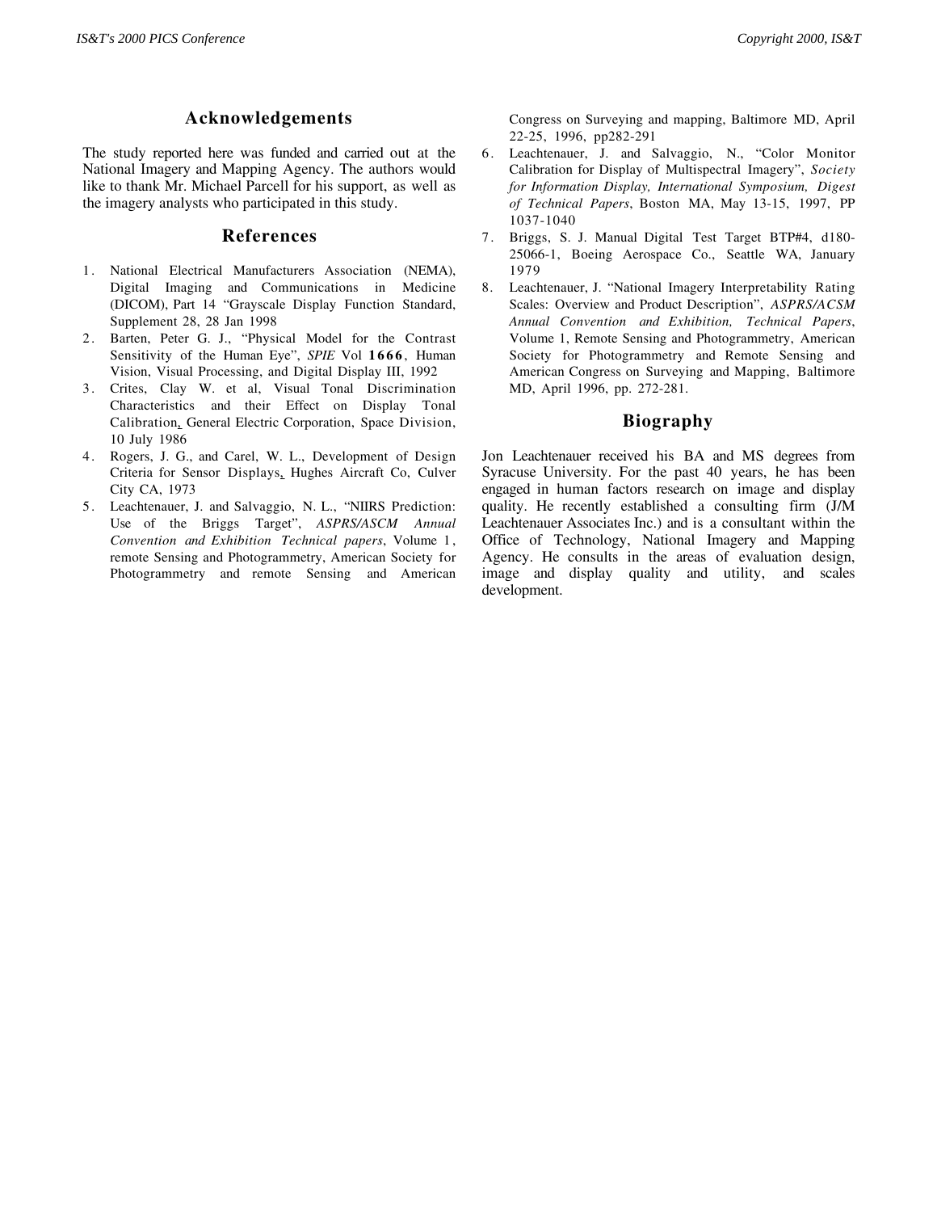## Acknowledgements

The study reported here was funded and carried out at the National Imagery and Mapping Agency. The authors would like to thank Mr. Michael Parcell for his support, as well as the imagery analysts who participated in this study.

## References

1. National Electrical Manufacturers Association (NEMA), Digital Imaging and Communications in Medicine (DICOM), Part 14 "Grayscale Display Function Standard, Supplement 28, 28 Jan 1998
2. Barten, Peter G. J., "Physical Model for the Contrast Sensitivity of the Human Eye", *SPIE* Vol **1666**, Human Vision, Visual Processing, and Digital Display III, 1992
3. Crites, Clay W. et al, Visual Tonal Discrimination Characteristics and their Effect on Display Tonal Calibration, General Electric Corporation, Space Division, 10 July 1986
4. Rogers, J. G., and Carel, W. L., Development of Design Criteria for Sensor Displays, Hughes Aircraft Co, Culver City CA, 1973
5. Leachtenauer, J. and Salvaggio, N. L., "NIIRS Prediction: Use of the Briggs Target", *ASPRS/ASCM Annual Convention and Exhibition Technical papers*, Volume 1, remote Sensing and Photogrammetry, American Society for Photogrammetry and remote Sensing and American Congress on Surveying and mapping, Baltimore MD, April 22-25, 1996, pp282-291
6. Leachtenauer, J. and Salvaggio, N., "Color Monitor Calibration for Display of Multispectral Imagery", *Society for Information Display, International Symposium, Digest of Technical Papers*, Boston MA, May 13-15, 1997, PP 1037-1040
7. Briggs, S. J. Manual Digital Test Target BTP#4, d180-25066-1, Boeing Aerospace Co., Seattle WA, January 1979
8. Leachtenauer, J. "National Imagery Interpretability Rating Scales: Overview and Product Description", *ASPRS/ACSM Annual Convention and Exhibition, Technical Papers*, Volume 1, Remote Sensing and Photogrammetry, American Society for Photogrammetry and Remote Sensing and American Congress on Surveying and Mapping, Baltimore MD, April 1996, pp. 272-281.

## Biography

Jon Leachtenauer received his BA and MS degrees from Syracuse University. For the past 40 years, he has been engaged in human factors research on image and display quality. He recently established a consulting firm (J/M Leachtenauer Associates Inc.) and is a consultant within the Office of Technology, National Imagery and Mapping Agency. He consults in the areas of evaluation design, image and display quality and utility, and scales development.